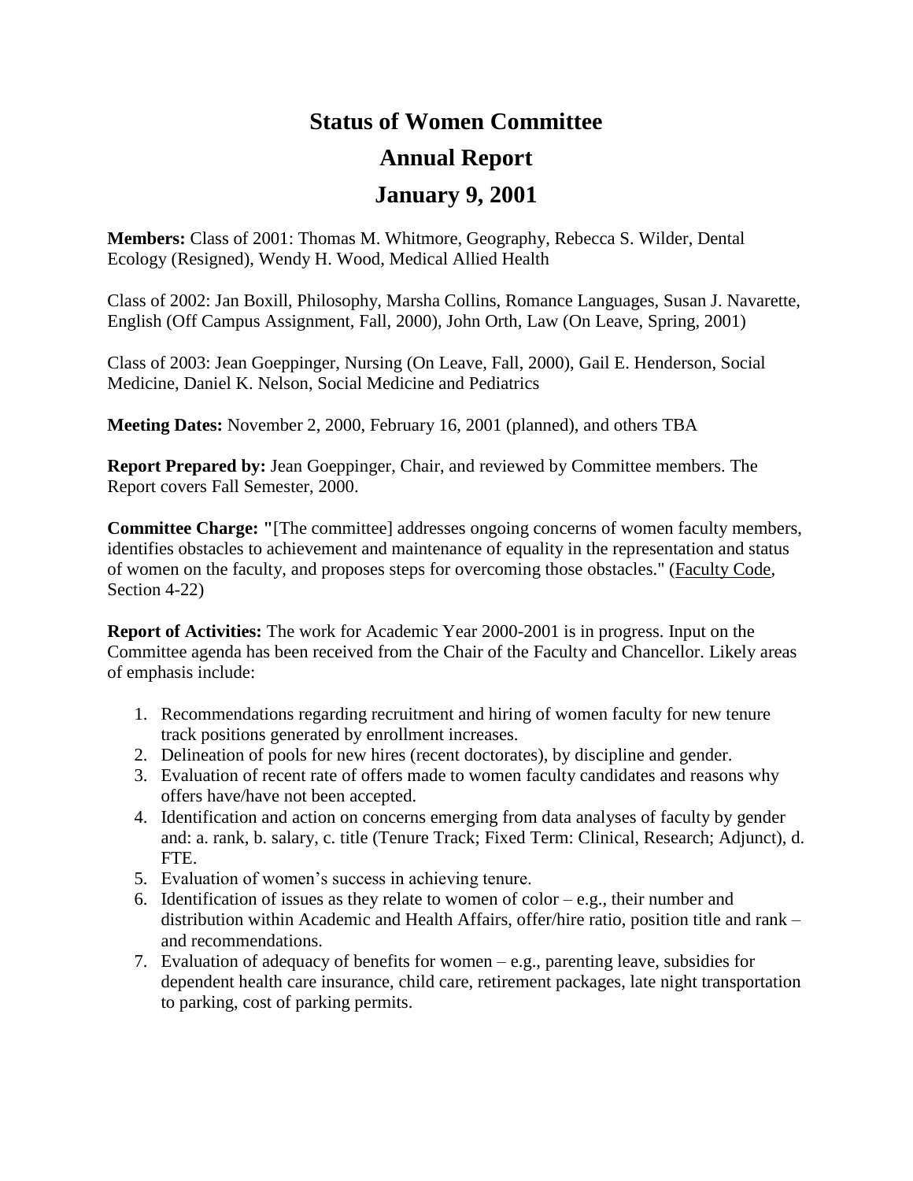# Status of Women Committee

# Annual Report

# January 9, 2001

**Members:** Class of 2001: Thomas M. Whitmore, Geography, Rebecca S. Wilder, Dental Ecology (Resigned), Wendy H. Wood, Medical Allied Health

Class of 2002: Jan Boxill, Philosophy, Marsha Collins, Romance Languages, Susan J. Navarette, English (Off Campus Assignment, Fall, 2000), John Orth, Law (On Leave, Spring, 2001)

Class of 2003: Jean Goeppinger, Nursing (On Leave, Fall, 2000), Gail E. Henderson, Social Medicine, Daniel K. Nelson, Social Medicine and Pediatrics

**Meeting Dates:** November 2, 2000, February 16, 2001 (planned), and others TBA

**Report Prepared by:** Jean Goeppinger, Chair, and reviewed by Committee members. The Report covers Fall Semester, 2000.

**Committee Charge: "**[The committee] addresses ongoing concerns of women faculty members, identifies obstacles to achievement and maintenance of equality in the representation and status of women on the faculty, and proposes steps for overcoming those obstacles." (Faculty Code, Section 4-22)

**Report of Activities:** The work for Academic Year 2000-2001 is in progress. Input on the Committee agenda has been received from the Chair of the Faculty and Chancellor. Likely areas of emphasis include:

1. Recommendations regarding recruitment and hiring of women faculty for new tenure track positions generated by enrollment increases.
2. Delineation of pools for new hires (recent doctorates), by discipline and gender.
3. Evaluation of recent rate of offers made to women faculty candidates and reasons why offers have/have not been accepted.
4. Identification and action on concerns emerging from data analyses of faculty by gender and: a. rank, b. salary, c. title (Tenure Track; Fixed Term: Clinical, Research; Adjunct), d. FTE.
5. Evaluation of women's success in achieving tenure.
6. Identification of issues as they relate to women of color – e.g., their number and distribution within Academic and Health Affairs, offer/hire ratio, position title and rank – and recommendations.
7. Evaluation of adequacy of benefits for women – e.g., parenting leave, subsidies for dependent health care insurance, child care, retirement packages, late night transportation to parking, cost of parking permits.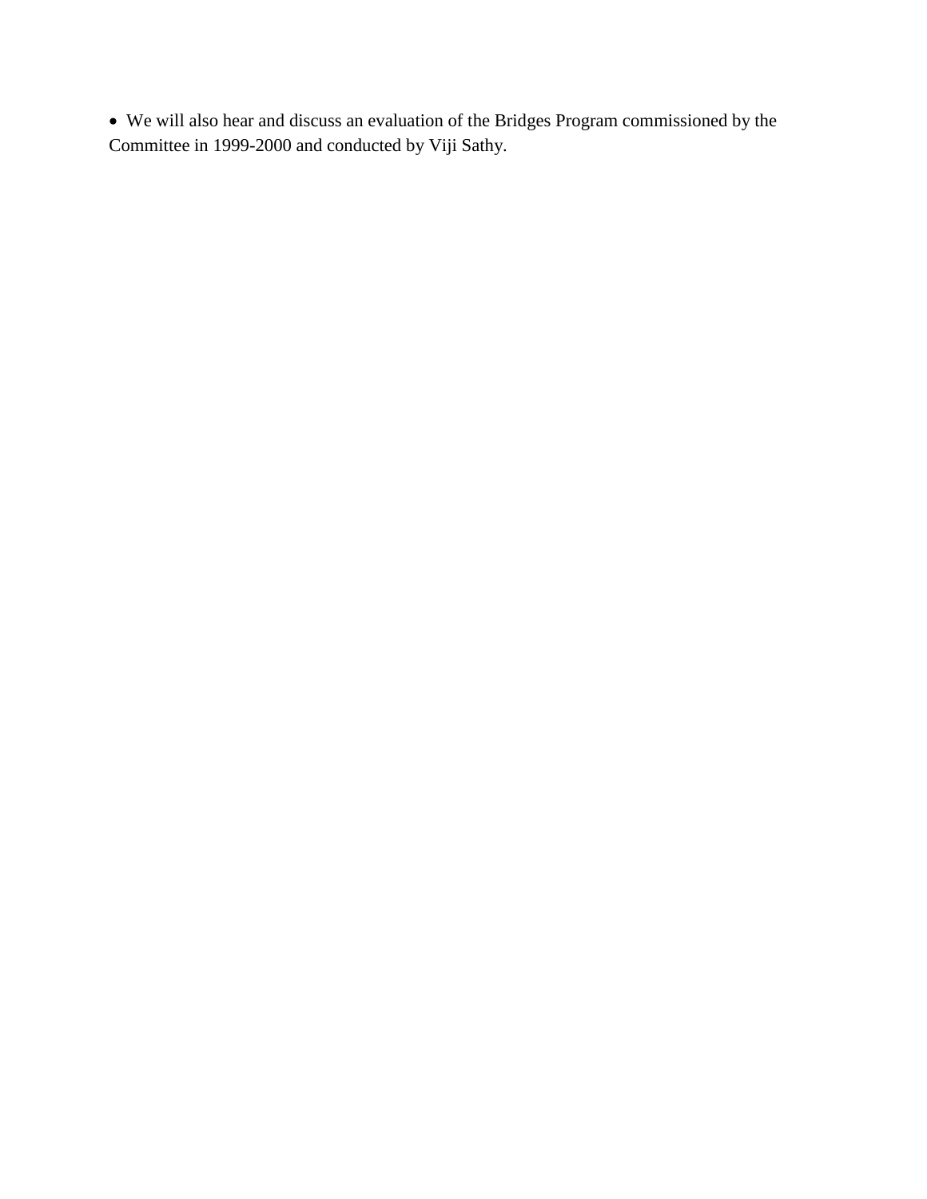- We will also hear and discuss an evaluation of the Bridges Program commissioned by the Committee in 1999-2000 and conducted by Viji Sathy.